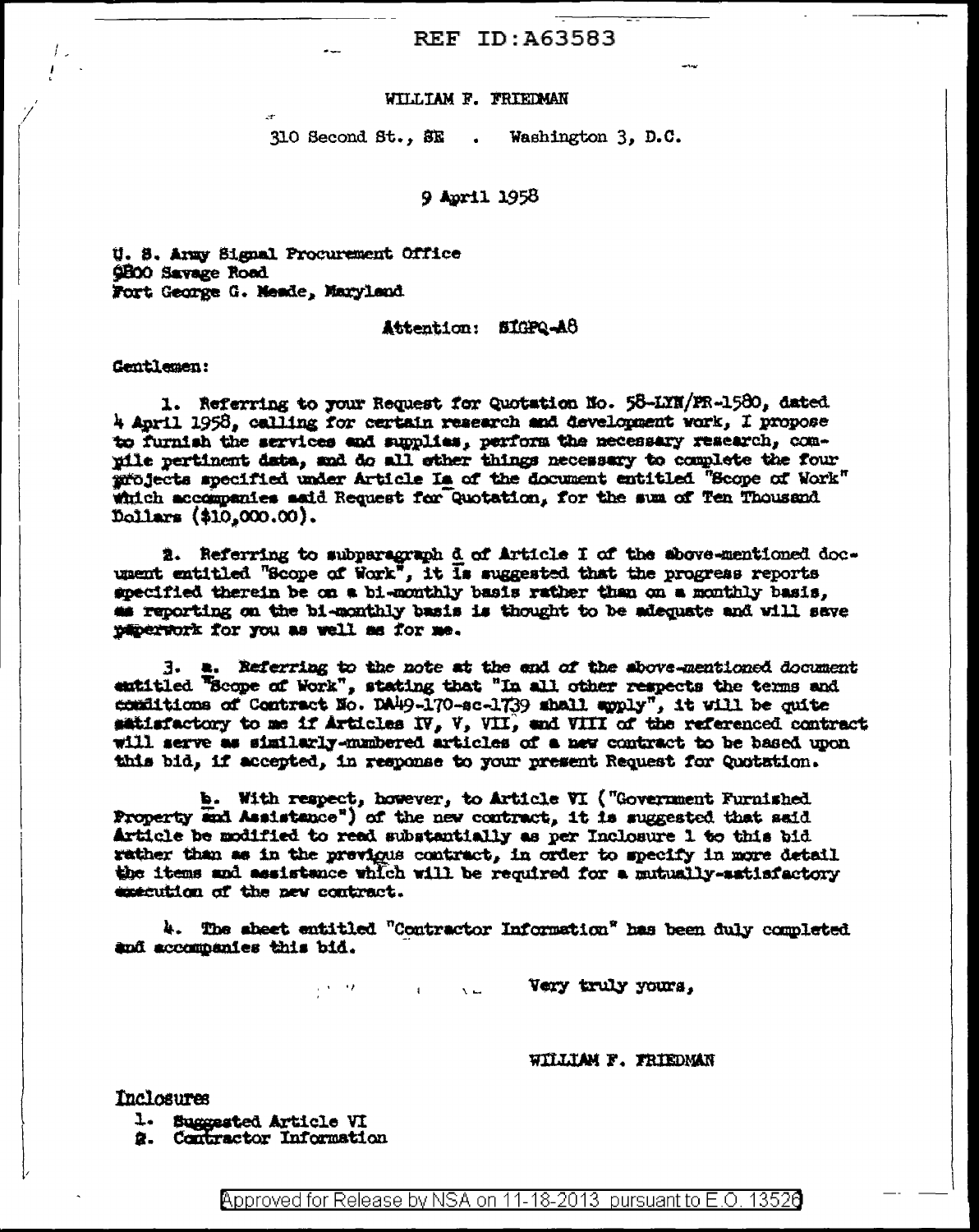WILLIAM F. FRIEDMAN

310 Second St., SE . Washington 3, D.C.

9 April 1958

U. S. Army Signal Procurement Office
9800 Savage Road
Fort George G. Meade, Maryland

Attention: SIGPQ-A8

Gentlemen:

1. Referring to your Request for Quotation No. 58-LYN/PR-1580, dated 4 April 1958, calling for certain research and development work, I propose to furnish the services and supplies, perform the necessary research, compile pertinent data, and do all other things necessary to complete the four projects specified under Article Ia of the document entitled "Scope of Work" which accompanies said Request for Quotation, for the sum of Ten Thousand Dollars ($10,000.00).

2. Referring to subparagraph d of Article I of the above-mentioned document entitled "Scope of Work", it is suggested that the progress reports specified therein be on a bi-monthly basis rather than on a monthly basis, as reporting on the bi-monthly basis is thought to be adequate and will save paperwork for you as well as for me.

3. a. Referring to the note at the end of the above-mentioned document entitled "Scope of Work", stating that "In all other respects the terms and conditions of Contract No. DA49-170-sc-1739 shall apply", it will be quite satisfactory to me if Articles IV, V, VII, and VIII of the referenced contract will serve as similarly-numbered articles of a new contract to be based upon this bid, if accepted, in response to your present Request for Quotation.

b. With respect, however, to Article VI ("Government Furnished Property and Assistance") of the new contract, it is suggested that said Article be modified to read substantially as per Inclosure 1 to this bid rather than as in the previous contract, in order to specify in more detail the items and assistance which will be required for a mutually-satisfactory execution of the new contract.

4. The sheet entitled "Contractor Information" has been duly completed and accompanies this bid.

Very truly yours,

WILLIAM F. FRIEDMAN

Inclosures

1. Suggested Article VI
2. Contractor Information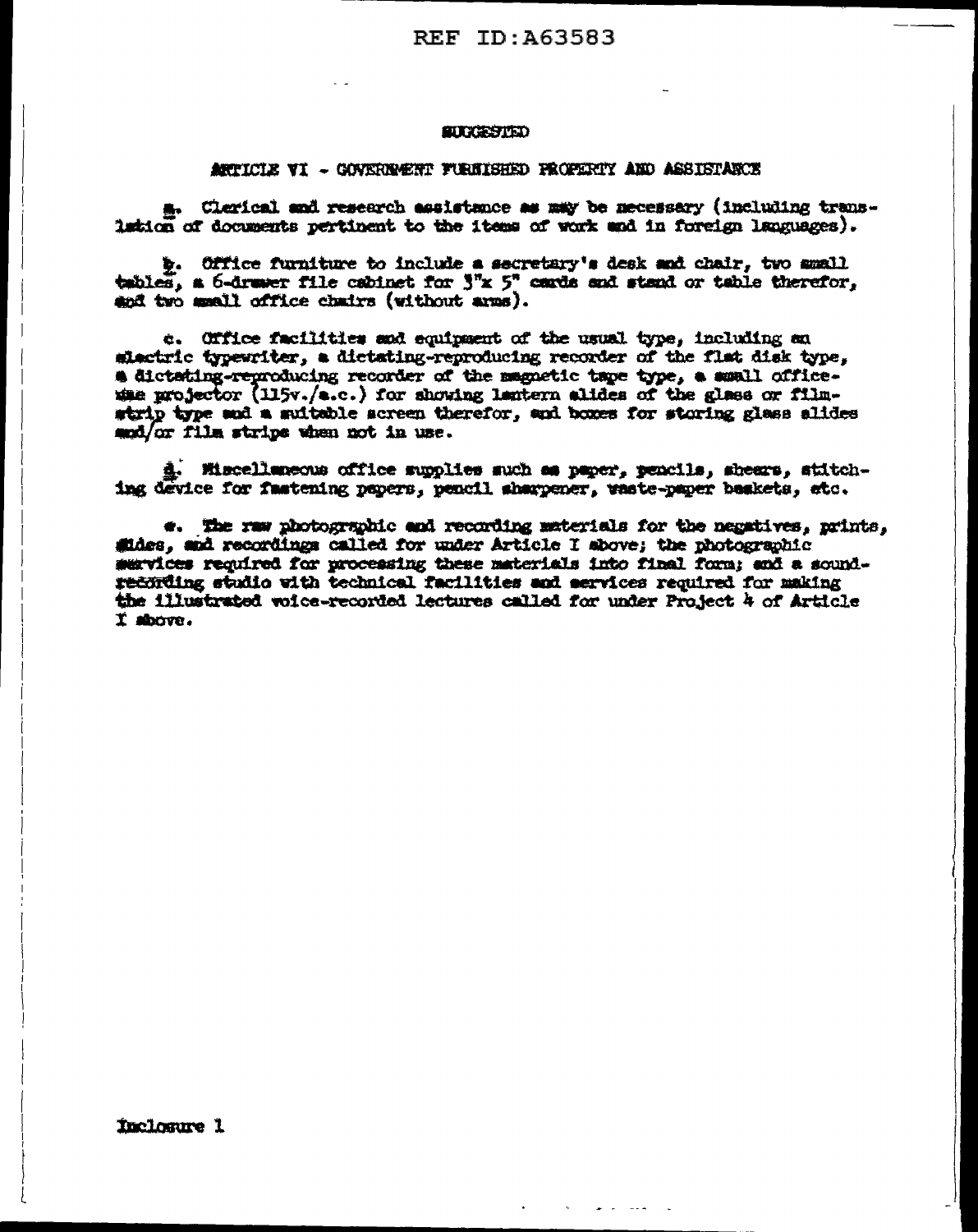SUGGESTED

ARTICLE VI - GOVERNMENT FURNISHED PROPERTY AND ASSISTANCE

a. Clerical and research assistance as may be necessary (including translation of documents pertinent to the items of work and in foreign languages).

b. Office furniture to include a secretary's desk and chair, two small tables, a 6-drawer file cabinet for 3"x 5" cards and stand or table therefor, and two small office chairs (without arms).

c. Office facilities and equipment of the usual type, including an electric typewriter, a dictating-reproducing recorder of the flat disk type, a dictating-reproducing recorder of the magnetic tape type, a small office-size projector (115v./a.c.) for showing lantern slides of the glass or film-strip type and a suitable screen therefor, and boxes for storing glass slides and/or film strips when not in use.

d. Miscellaneous office supplies such as paper, pencils, shears, stitching device for fastening papers, pencil sharpener, waste-paper baskets, etc.

e. The raw photographic and recording materials for the negatives, prints, slides, and recordings called for under Article I above; the photographic services required for processing these materials into final form; and a sound-recording studio with technical facilities and services required for making the illustrated voice-recorded lectures called for under Project 4 of Article I above.

Inclosure 1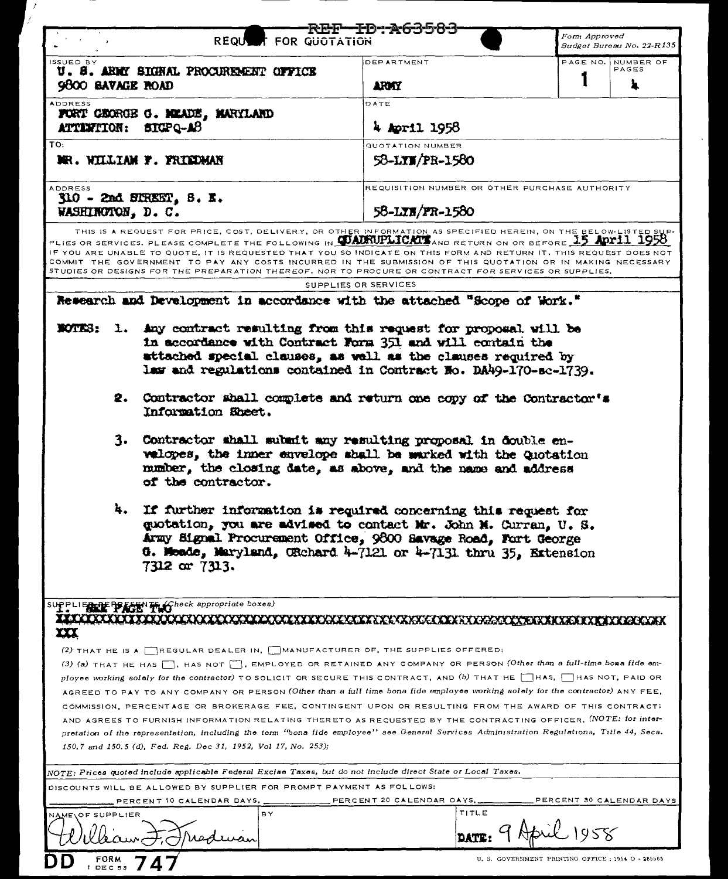REF ID:A63583

# REQUEST FOR QUOTATION

Form Approved
Budget Bureau No. 22-R135

| ISSUED BY | DEPARTMENT | PAGE NO. | NUMBER OF PAGES |
|---|---|---|---|
| U. S. ARMY SIGNAL PROCUREMENT OFFICE<br>9800 SAVAGE ROAD | ARMY | 1 | 4 |
| ADDRESS<br>FORT GEORGE G. MEADE, MARYLAND<br>ATTENTION: SIGPQ-A8 | DATE<br>4 April 1958 | | |
| TO:<br>MR. WILLIAM F. FRIEDMAN | QUOTATION NUMBER<br>58-LYN/PR-1580 | | |
| ADDRESS<br>310 - 2nd STREET, S. E.<br>WASHINGTON, D. C. | REQUISITION NUMBER OR OTHER PURCHASE AUTHORITY<br>58-LYN/PR-1580 | | |

THIS IS A REQUEST FOR PRICE, COST, DELIVERY, OR OTHER INFORMATION AS SPECIFIED HEREIN, ON THE BELOW-LISTED SUPPLIES OR SERVICES. PLEASE COMPLETE THE FOLLOWING IN QUADRUPLICATE AND RETURN ON OR BEFORE 15 April 1958. IF YOU ARE UNABLE TO QUOTE, IT IS REQUESTED THAT YOU SO INDICATE ON THIS FORM AND RETURN IT. THIS REQUEST DOES NOT COMMIT THE GOVERNMENT TO PAY ANY COSTS INCURRED IN THE SUBMISSION OF THIS QUOTATION OR IN MAKING NECESSARY STUDIES OR DESIGNS FOR THE PREPARATION THEREOF, NOR TO PROCURE OR CONTRACT FOR SERVICES OR SUPPLIES.

SUPPLIES OR SERVICES

Research and Development in accordance with the attached "Scope of Work."

NOTES:

1. Any contract resulting from this request for proposal will be in accordance with Contract Form 351 and will contain the attached special clauses, as well as the clauses required by law and regulations contained in Contract No. DA49-170-sc-1739.

2. Contractor shall complete and return one copy of the Contractor's Information Sheet.

3. Contractor shall submit any resulting proposal in double envelopes, the inner envelope shall be marked with the Quotation number, the closing date, as above, and the name and address of the contractor.

4. If further information is required concerning this request for quotation, you are advised to contact Mr. John M. Curran, U. S. Army Signal Procurement Office, 9800 Savage Road, Fort George G. Meade, Maryland, ORchard 4-7121 or 4-7131 thru 35, Extension 7312 or 7313.

SUPPLIER REPRESENTS (Check appropriate boxes)
1. SEE PAGE TWO
XXXXXXXXXXXXXXXXXXXXXXXXXXXXXXXXXXXXXXXXXXXXXXXXXXXXXXXXXXXXXXXXXXXXXXXXXXX

(2) THAT HE IS A ☐ REGULAR DEALER IN, ☐ MANUFACTURER OF, THE SUPPLIES OFFERED;

(3) (a) THAT HE HAS ☐, HAS NOT ☐, EMPLOYED OR RETAINED ANY COMPANY OR PERSON (*Other than a full-time bona fide employee working solely for the contractor*) TO SOLICIT OR SECURE THIS CONTRACT, AND (b) THAT HE ☐ HAS, ☐ HAS NOT, PAID OR AGREED TO PAY TO ANY COMPANY OR PERSON (*Other than a full time bona fide employee working solely for the contractor*) ANY FEE, COMMISSION, PERCENTAGE OR BROKERAGE FEE, CONTINGENT UPON OR RESULTING FROM THE AWARD OF THIS CONTRACT; AND AGREES TO FURNISH INFORMATION RELATING THERETO AS REQUESTED BY THE CONTRACTING OFFICER. (*NOTE: for interpretation of the representation, including the term "bona fide employee" see General Services Administration Regulations, Title 44, Secs. 150.7 and 150.5 (d), Fed. Reg. Dec 31, 1952, Vol 17, No. 253);*

*NOTE: Prices quoted include applicable Federal Excise Taxes, but do not include direct State or Local Taxes.*

DISCOUNTS WILL BE ALLOWED BY SUPPLIER FOR PROMPT PAYMENT AS FOLLOWS:
_______ PERCENT 10 CALENDAR DAYS, _______ PERCENT 20 CALENDAR DAYS, _______ PERCENT 30 CALENDAR DAYS

| NAME OF SUPPLIER | BY | TITLE |
|---|---|---|
| William F. Friedman | | DATE: 9 April 1958 |

DD FORM 747, 1 DEC 53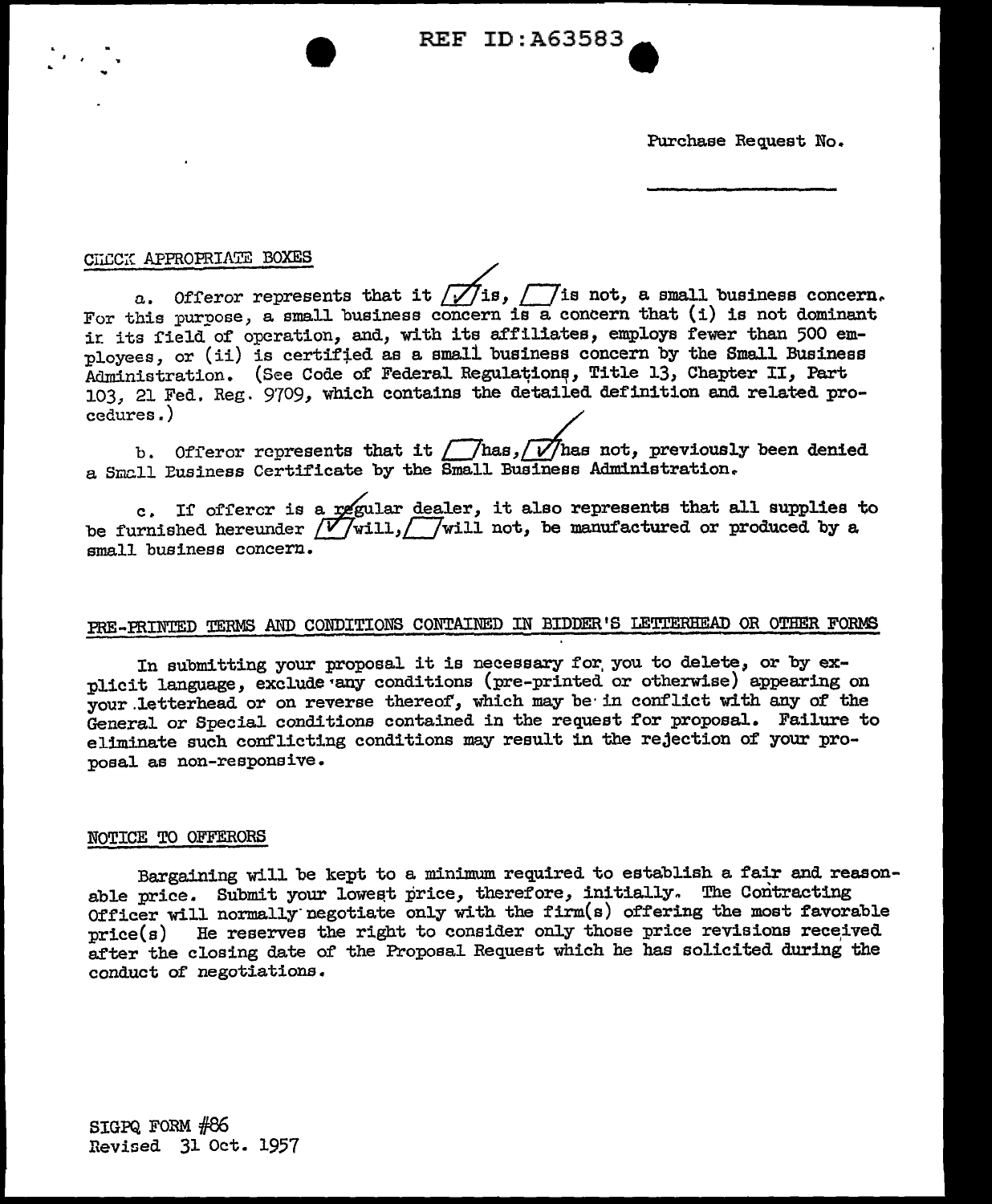REF ID:A63583

Purchase Request No. ____________

CHECK APPROPRIATE BOXES

a. Offeror represents that it [✓] is, [ ] is not, a small business concern. For this purpose, a small business concern is a concern that (i) is not dominant in its field of operation, and, with its affiliates, employs fewer than 500 employees, or (ii) is certified as a small business concern by the Small Business Administration. (See Code of Federal Regulations, Title 13, Chapter II, Part 103, 21 Fed. Reg. 9709, which contains the detailed definition and related procedures.)

b. Offeror represents that it [ ] has, [✓] has not, previously been denied a Small Business Certificate by the Small Business Administration.

c. If offeror is a regular dealer, it also represents that all supplies to be furnished hereunder [✓] will, [ ] will not, be manufactured or produced by a small business concern.

## PRE-PRINTED TERMS AND CONDITIONS CONTAINED IN BIDDER'S LETTERHEAD OR OTHER FORMS

In submitting your proposal it is necessary for you to delete, or by explicit language, exclude any conditions (pre-printed or otherwise) appearing on your letterhead or on reverse thereof, which may be in conflict with any of the General or Special conditions contained in the request for proposal. Failure to eliminate such conflicting conditions may result in the rejection of your proposal as non-responsive.

## NOTICE TO OFFERORS

Bargaining will be kept to a minimum required to establish a fair and reasonable price. Submit your lowest price, therefore, initially. The Contracting Officer will normally negotiate only with the firm(s) offering the most favorable price(s) He reserves the right to consider only those price revisions received after the closing date of the Proposal Request which he has solicited during the conduct of negotiations.

SIGPQ FORM #86
Revised 31 Oct. 1957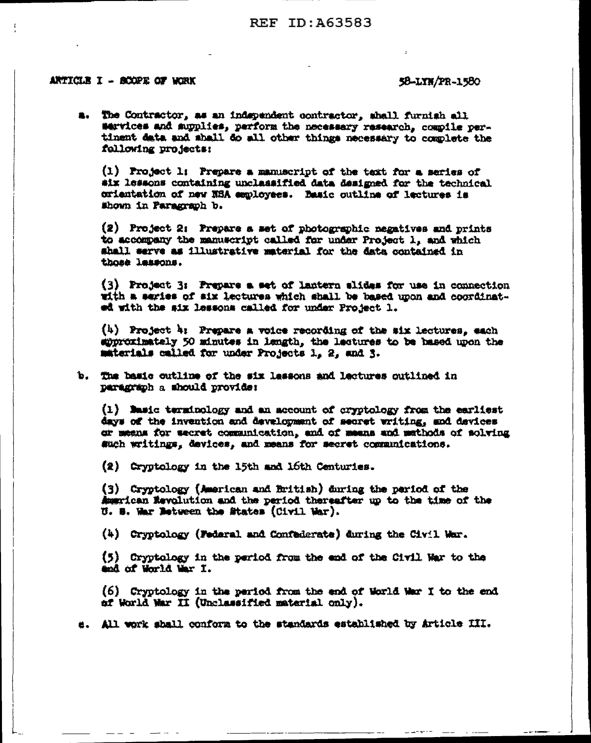ARTICLE I - SCOPE OF WORK

58-LYN/PR-1580

a. The Contractor, as an independent contractor, shall furnish all services and supplies, perform the necessary research, compile pertinent data and shall do all other things necessary to complete the following projects:

(1) Project 1: Prepare a manuscript of the text for a series of six lessons containing unclassified data designed for the technical orientation of new NSA employees. Basic outline of lectures is shown in Paragraph b.

(2) Project 2: Prepare a set of photographic negatives and prints to accompany the manuscript called for under Project 1, and which shall serve as illustrative material for the data contained in those lessons.

(3) Project 3: Prepare a set of lantern slides for use in connection with a series of six lectures which shall be based upon and coordinated with the six lessons called for under Project 1.

(4) Project 4: Prepare a voice recording of the six lectures, each approximately 50 minutes in length, the lectures to be based upon the materials called for under Projects 1, 2, and 3.

b. The basic outline of the six lessons and lectures outlined in paragraph a should provide:

(1) Basic terminology and an account of cryptology from the earliest days of the invention and development of secret writing, and devices or means for secret communication, and of means and methods of solving such writings, devices, and means for secret communications.

(2) Cryptology in the 15th and 16th Centuries.

(3) Cryptology (American and British) during the period of the American Revolution and the period thereafter up to the time of the U. S. War Between the States (Civil War).

(4) Cryptology (Federal and Confederate) during the Civil War.

(5) Cryptology in the period from the end of the Civil War to the end of World War I.

(6) Cryptology in the period from the end of World War I to the end of World War II (Unclassified material only).

c. All work shall conform to the standards established by Article III.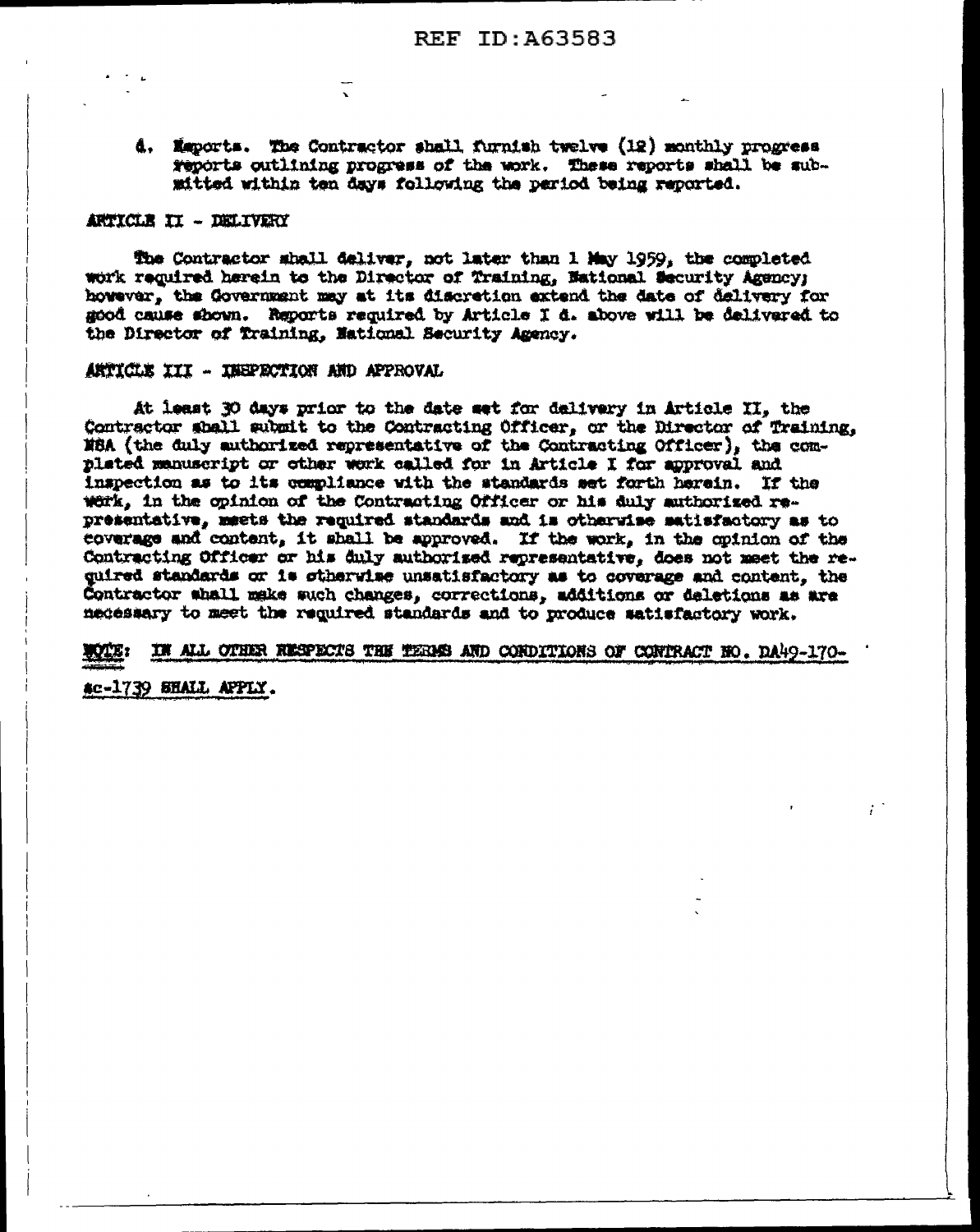d. Reports. The Contractor shall furnish twelve (12) monthly progress reports outlining progress of the work. These reports shall be submitted within ten days following the period being reported.

ARTICLE II - DELIVERY

The Contractor shall deliver, not later than 1 May 1959, the completed work required herein to the Director of Training, National Security Agency; however, the Government may at its discretion extend the date of delivery for good cause shown. Reports required by Article I d. above will be delivered to the Director of Training, National Security Agency.

ARTICLE III - INSPECTION AND APPROVAL

At least 30 days prior to the date set for delivery in Article II, the Contractor shall submit to the Contracting Officer, or the Director of Training, NSA (the duly authorized representative of the Contracting Officer), the completed manuscript or other work called for in Article I for approval and inspection as to its compliance with the standards set forth herein. If the work, in the opinion of the Contracting Officer or his duly authorized representative, meets the required standards and is otherwise satisfactory as to coverage and content, it shall be approved. If the work, in the opinion of the Contracting Officer or his duly authorized representative, does not meet the required standards or is otherwise unsatisfactory as to coverage and content, the Contractor shall make such changes, corrections, additions or deletions as are necessary to meet the required standards and to produce satisfactory work.

NOTE: IN ALL OTHER RESPECTS THE TERMS AND CONDITIONS OF CONTRACT NO. DA49-170-sc-1739 SHALL APPLY.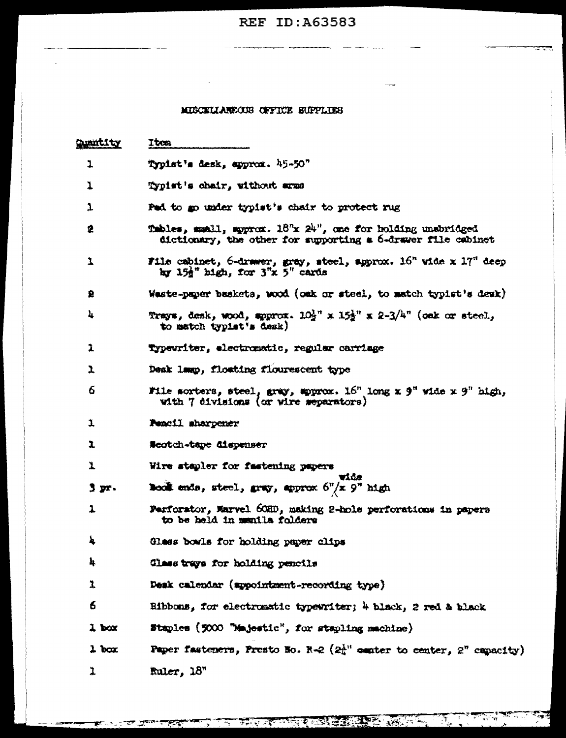# MISCELLANEOUS OFFICE SUPPLIES

| Quantity | Item |
|---|---|
| 1 | Typist's desk, approx. 45-50" |
| 1 | Typist's chair, without arms |
| 1 | Pad to go under typist's chair to protect rug |
| 2 | Tables, small, approx. 18"x 24", one for holding unabridged dictionary, the other for supporting a 6-drawer file cabinet |
| 1 | File cabinet, 6-drawer, gray, steel, approx. 16" wide x 17" deep by 15½" high, for 3"x 5" cards |
| 2 | Waste-paper baskets, wood (oak or steel, to match typist's desk) |
| 4 | Trays, desk, wood, approx. 10½" x 15½" x 2-3/4" (oak or steel, to match typist's desk) |
| 1 | Typewriter, electromatic, regular carriage |
| 1 | Desk lamp, floating flourescent type |
| 6 | File sorters, steel, gray, approx. 16" long x 9" wide x 9" high, with 7 divisions (or wire separators) |
| 1 | Pencil sharpener |
| 1 | Scotch-tape dispenser |
| 1 | Wire stapler for fastening papers |
| 3 pr. | Book ends, steel, gray, approx 6" wide x 9" high |
| 1 | Perforator, Marvel 60HD, making 2-hole perforations in papers to be held in manila folders |
| 4 | Glass bowls for holding paper clips |
| 4 | Glass trays for holding pencils |
| 1 | Desk calendar (appointment-recording type) |
| 6 | Ribbons, for electromatic typewriter; 4 black, 2 red & black |
| 1 box | Staples (5000 "Majestic", for stapling machine) |
| 1 box | Paper fasteners, Presto No. R-2 (2¼" center to center, 2" capacity) |
| 1 | Ruler, 18" |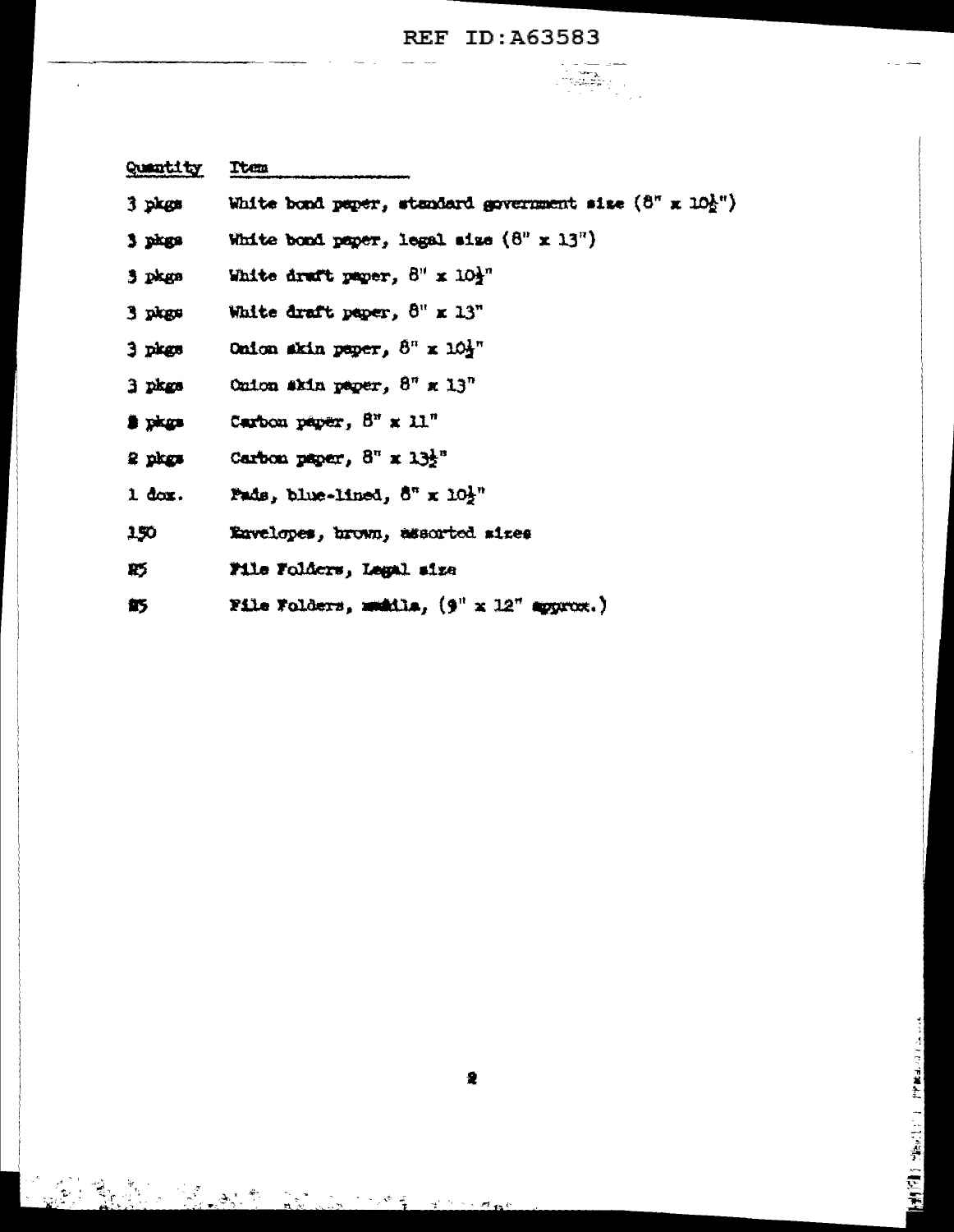| Quantity | Item |
|---|---|
| 3 pkgs | White bond paper, standard government size (8" x 10½") |
| 3 pkgs | White bond paper, legal size (8" x 13") |
| 3 pkgs | White draft paper, 8" x 10½" |
| 3 pkgs | White draft paper, 8" x 13" |
| 3 pkgs | Onion skin paper, 8" x 10½" |
| 3 pkgs | Onion skin paper, 8" x 13" |
| 2 pkgs | Carbon paper, 8" x 11" |
| 2 pkgs | Carbon paper, 8" x 13½" |
| 1 doz. | Pads, blue-lined, 8" x 10½" |
| 150 | Envelopes, brown, assorted sizes |
| 25 | File Folders, Legal size |
| 25 | File Folders, manila, (9" x 12" approx.) |